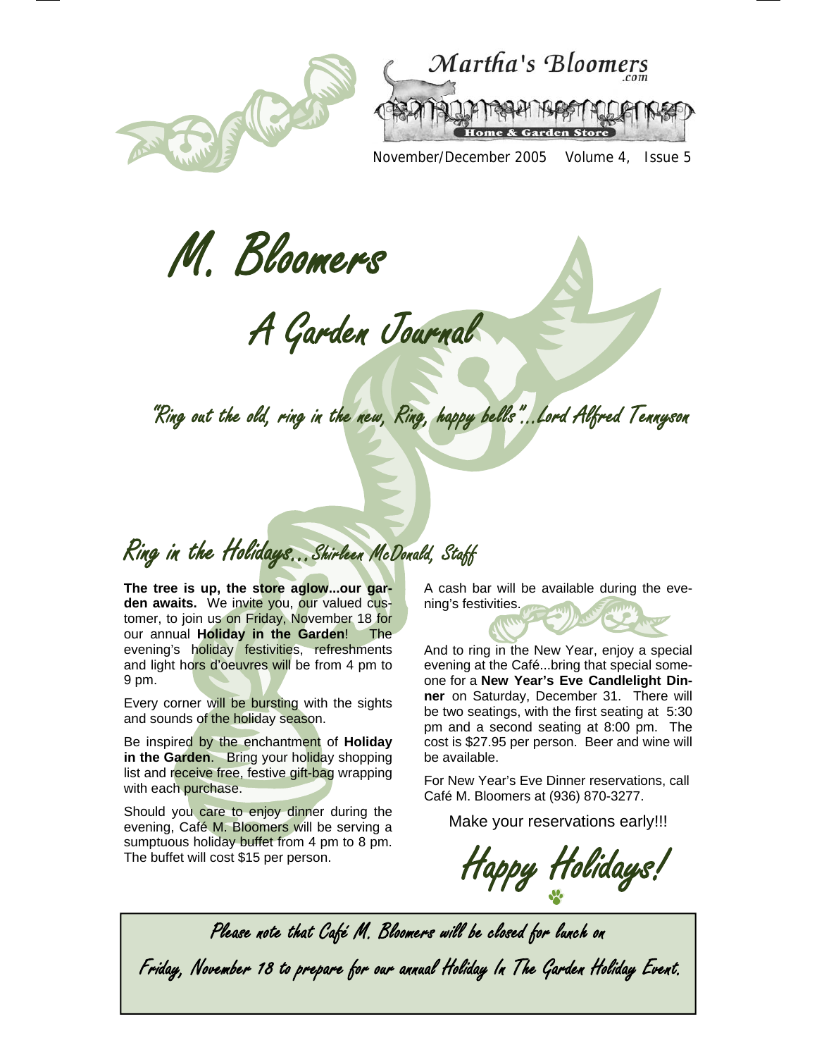Martha's Bloomers.com

Home & Garden Store

November/December 2005 Volume 4, Issue 5

# M. Bloomers

## A Garden Journal

*"Ring out the old, ring in the new, Ring, happy bells"...Lord Alfred Tennyson*

## Ring in the Holidays...Shirleen McDonald, Staff

**The tree is up, the store aglow...our garden awaits.** We invite you, our valued customer, to join us on Friday, November 18 for our annual **Holiday in the Garden**! The evening's holiday festivities, refreshments and light hors d'oeuvres will be from 4 pm to 9 pm.

Every corner will be bursting with the sights and sounds of the holiday season.

Be inspired by the enchantment of **Holiday in the Garden**. Bring your holiday shopping list and receive free, festive gift-bag wrapping with each purchase.

Should you care to enjoy dinner during the evening, Café M. Bloomers will be serving a sumptuous holiday buffet from 4 pm to 8 pm. The buffet will cost $15 per person.

A cash bar will be available during the evening's festivities.

And to ring in the New Year, enjoy a special evening at the Café...bring that special someone for a **New Year's Eve Candlelight Dinner** on Saturday, December 31. There will be two seatings, with the first seating at 5:30 pm and a second seating at 8:00 pm. The cost is $27.95 per person. Beer and wine will be available.

For New Year's Eve Dinner reservations, call Café M. Bloomers at (936) 870-3277.

Make your reservations early!!!

*Happy Holidays!*

*Please note that Café M. Bloomers will be closed for lunch on Friday, November 18 to prepare for our annual Holiday In The Garden Holiday Event.*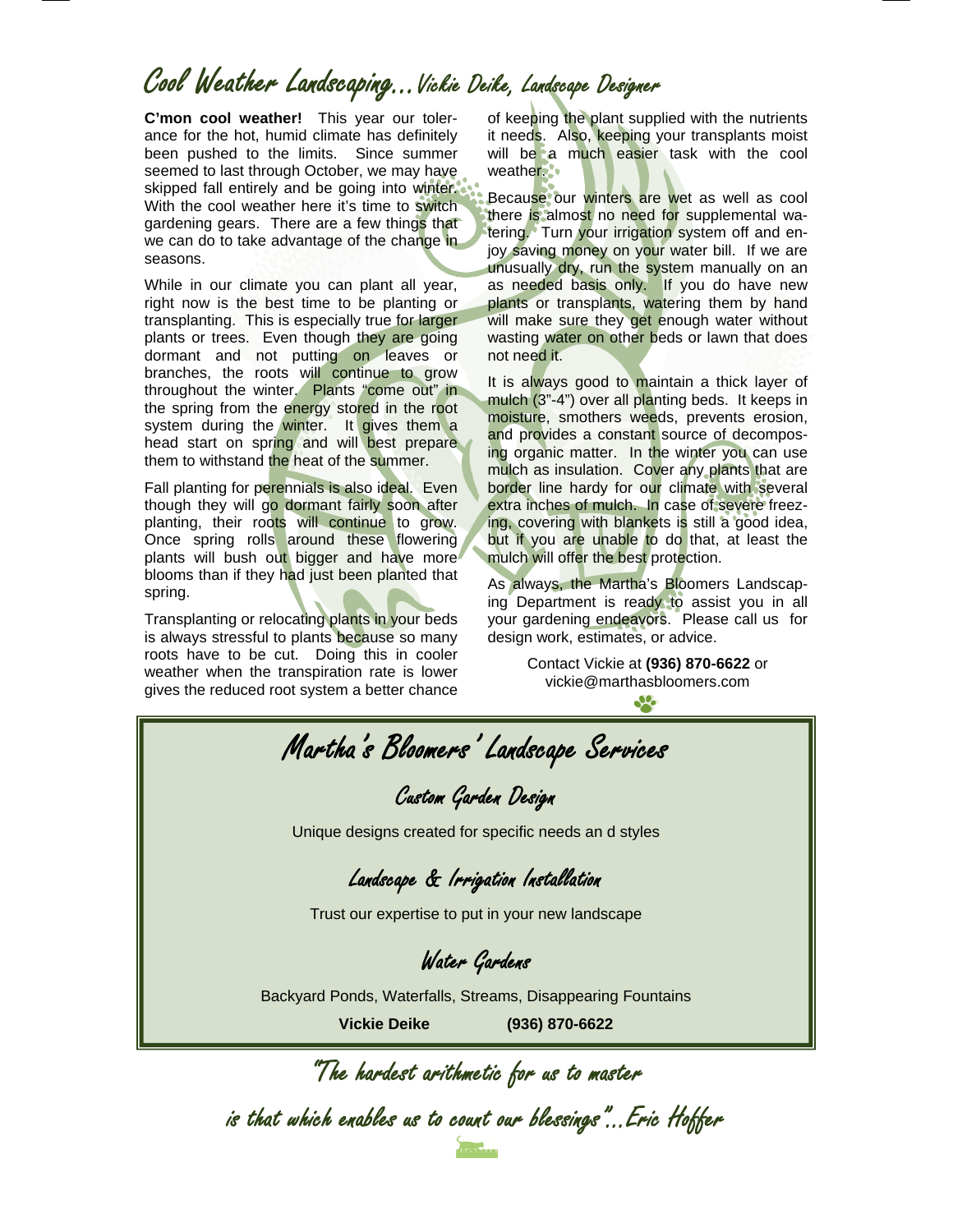# Cool Weather Landscaping…Vickie Deike, Landscape Designer

**C'mon cool weather!** This year our tolerance for the hot, humid climate has definitely been pushed to the limits. Since summer seemed to last through October, we may have skipped fall entirely and be going into winter. With the cool weather here it's time to switch gardening gears. There are a few things that we can do to take advantage of the change in seasons.

While in our climate you can plant all year, right now is the best time to be planting or transplanting. This is especially true for larger plants or trees. Even though they are going dormant and not putting on leaves or branches, the roots will continue to grow throughout the winter. Plants "come out" in the spring from the energy stored in the root system during the winter. It gives them a head start on spring and will best prepare them to withstand the heat of the summer.

Fall planting for perennials is also ideal. Even though they will go dormant fairly soon after planting, their roots will continue to grow. Once spring rolls around these flowering plants will bush out bigger and have more blooms than if they had just been planted that spring.

Transplanting or relocating plants in your beds is always stressful to plants because so many roots have to be cut. Doing this in cooler weather when the transpiration rate is lower gives the reduced root system a better chance of keeping the plant supplied with the nutrients it needs. Also, keeping your transplants moist will be a much easier task with the cool weather.

Because our winters are wet as well as cool there is almost no need for supplemental watering. Turn your irrigation system off and enjoy saving money on your water bill. If we are unusually dry, run the system manually on an as needed basis only. If you do have new plants or transplants, watering them by hand will make sure they get enough water without wasting water on other beds or lawn that does not need it.

It is always good to maintain a thick layer of mulch (3"-4") over all planting beds. It keeps in moisture, smothers weeds, prevents erosion, and provides a constant source of decomposing organic matter. In the winter you can use mulch as insulation. Cover any plants that are border line hardy for our climate with several extra inches of mulch. In case of severe freezing, covering with blankets is still a good idea, but if you are unable to do that, at least the mulch will offer the best protection.

As always, the Martha's Bloomers Landscaping Department is ready to assist you in all your gardening endeavors. Please call us for design work, estimates, or advice.

Contact Vickie at **(936) 870-6622** or vickie@marthasbloomers.com

## Martha's Bloomers' Landscape Services

### Custom Garden Design

Unique designs created for specific needs an d styles

### Landscape & Irrigation Installation

Trust our expertise to put in your new landscape

### Water Gardens

Backyard Ponds, Waterfalls, Streams, Disappearing Fountains

**Vickie Deike** **(936) 870-6622**

*"The hardest arithmetic for us to master is that which enables us to count our blessings"…Eric Hoffer*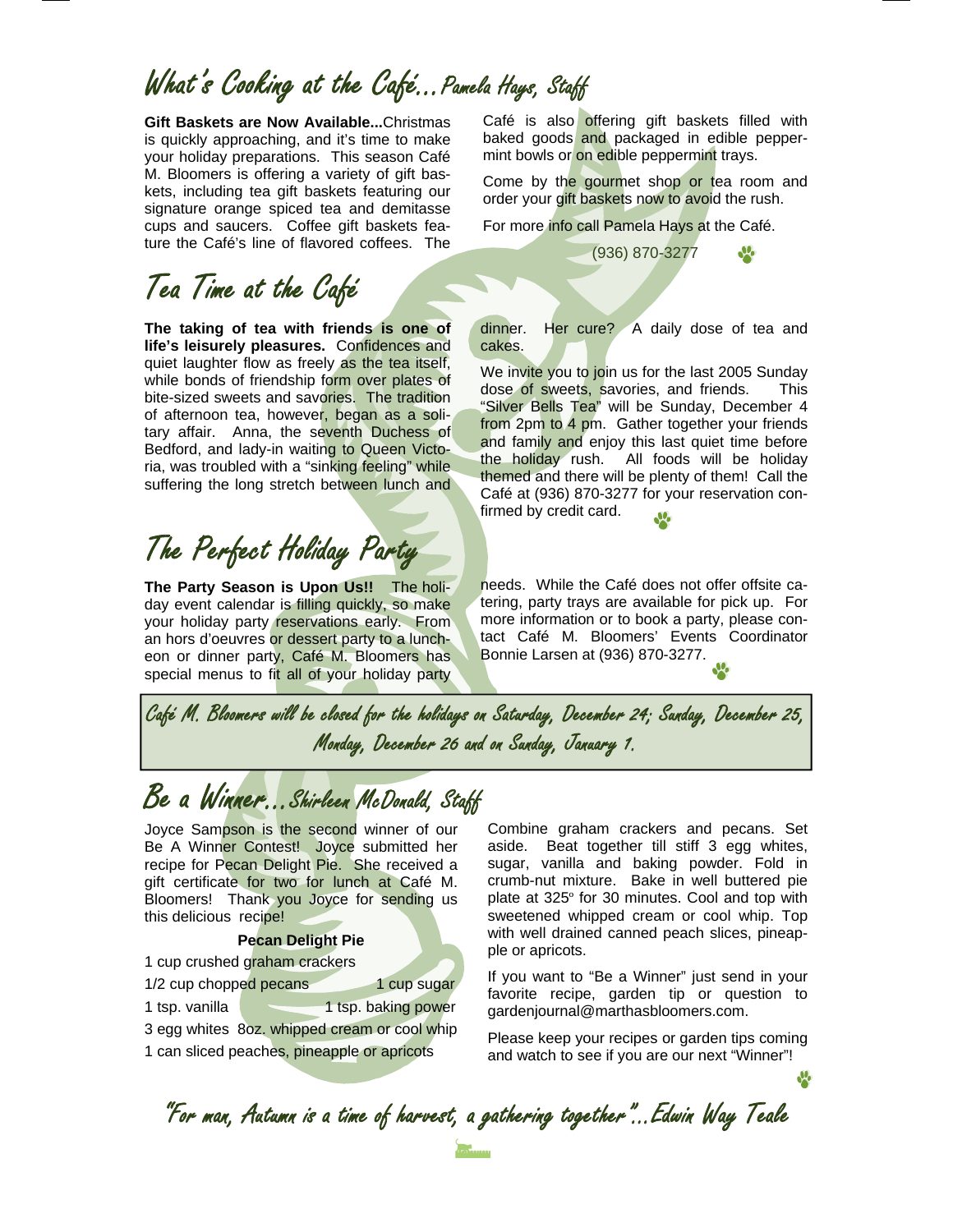## What's Cooking at the Café...Pamela Hays, Staff

**Gift Baskets are Now Available...**Christmas is quickly approaching, and it's time to make your holiday preparations. This season Café M. Bloomers is offering a variety of gift baskets, including tea gift baskets featuring our signature orange spiced tea and demitasse cups and saucers. Coffee gift baskets feature the Café's line of flavored coffees. The Café is also offering gift baskets filled with baked goods and packaged in edible peppermint bowls or on edible peppermint trays.

Come by the gourmet shop or tea room and order your gift baskets now to avoid the rush.

For more info call Pamela Hays at the Café.

(936) 870-3277

## Tea Time at the Café

**The taking of tea with friends is one of life's leisurely pleasures.** Confidences and quiet laughter flow as freely as the tea itself, while bonds of friendship form over plates of bite-sized sweets and savories. The tradition of afternoon tea, however, began as a solitary affair. Anna, the seventh Duchess of Bedford, and lady-in waiting to Queen Victoria, was troubled with a "sinking feeling" while suffering the long stretch between lunch and dinner. Her cure? A daily dose of tea and cakes.

We invite you to join us for the last 2005 Sunday dose of sweets, savories, and friends. This "Silver Bells Tea" will be Sunday, December 4 from 2pm to 4 pm. Gather together your friends and family and enjoy this last quiet time before the holiday rush. All foods will be holiday themed and there will be plenty of them! Call the Café at (936) 870-3277 for your reservation confirmed by credit card.

## The Perfect Holiday Party

**The Party Season is Upon Us!!** The holiday event calendar is filling quickly, so make your holiday party reservations early. From an hors d'oeuvres or dessert party to a luncheon or dinner party, Café M. Bloomers has special menus to fit all of your holiday party needs. While the Café does not offer offsite catering, party trays are available for pick up. For more information or to book a party, please contact Café M. Bloomers' Events Coordinator Bonnie Larsen at (936) 870-3277.

*Café M. Bloomers will be closed for the holidays on Saturday, December 24; Sunday, December 25, Monday, December 26 and on Sunday, January 1.*

## Be a Winner...Shirleen McDonald, Staff

Joyce Sampson is the second winner of our Be A Winner Contest! Joyce submitted her recipe for Pecan Delight Pie. She received a gift certificate for two for lunch at Café M. Bloomers! Thank you Joyce for sending us this delicious recipe!

**Pecan Delight Pie**

- 1 cup crushed graham crackers
- 1/2 cup chopped pecans
- 1 cup sugar
- 1 tsp. vanilla
- 1 tsp. baking power
- 3 egg whites
- 8oz. whipped cream or cool whip
- 1 can sliced peaches, pineapple or apricots

Combine graham crackers and pecans. Set aside. Beat together till stiff 3 egg whites, sugar, vanilla and baking powder. Fold in crumb-nut mixture. Bake in well buttered pie plate at 325° for 30 minutes. Cool and top with sweetened whipped cream or cool whip. Top with well drained canned peach slices, pineapple or apricots.

If you want to "Be a Winner" just send in your favorite recipe, garden tip or question to gardenjournal@marthasbloomers.com.

Please keep your recipes or garden tips coming and watch to see if you are our next "Winner"!

*"For man, Autumn is a time of harvest, a gathering together"...Edwin Way Teale*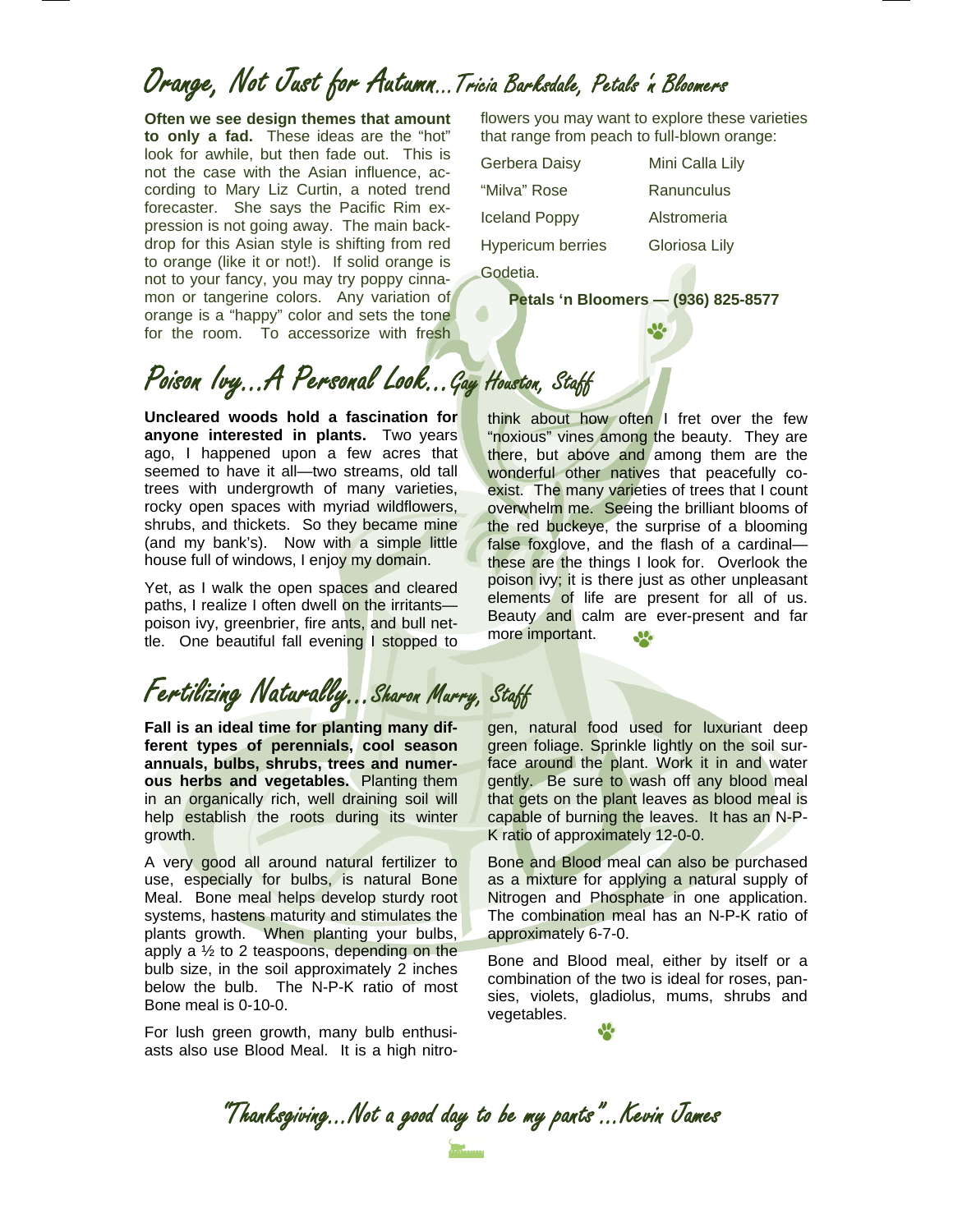## Orange, Not Just for Autumn…Tricia Barksdale, Petals 'n Bloomers

**Often we see design themes that amount to only a fad.** These ideas are the "hot" look for awhile, but then fade out. This is not the case with the Asian influence, according to Mary Liz Curtin, a noted trend forecaster. She says the Pacific Rim expression is not going away. The main backdrop for this Asian style is shifting from red to orange (like it or not!). If solid orange is not to your fancy, you may try poppy cinnamon or tangerine colors. Any variation of orange is a "happy" color and sets the tone for the room. To accessorize with fresh flowers you may want to explore these varieties that range from peach to full-blown orange:

| | |
|---|---|
| Gerbera Daisy | Mini Calla Lily |
| "Milva" Rose | Ranunculus |
| Iceland Poppy | Alstromeria |
| Hypericum berries | Gloriosa Lily |
| Godetia. | |

**Petals 'n Bloomers — (936) 825-8577**

## Poison Ivy…A Personal Look…Gay Houston, Staff

**Uncleared woods hold a fascination for anyone interested in plants.** Two years ago, I happened upon a few acres that seemed to have it all—two streams, old tall trees with undergrowth of many varieties, rocky open spaces with myriad wildflowers, shrubs, and thickets. So they became mine (and my bank's). Now with a simple little house full of windows, I enjoy my domain.

Yet, as I walk the open spaces and cleared paths, I realize I often dwell on the irritants—poison ivy, greenbrier, fire ants, and bull nettle. One beautiful fall evening I stopped to think about how often I fret over the few "noxious" vines among the beauty. They are there, but above and among them are the wonderful other natives that peacefully co-exist. The many varieties of trees that I count overwhelm me. Seeing the brilliant blooms of the red buckeye, the surprise of a blooming false foxglove, and the flash of a cardinal—these are the things I look for. Overlook the poison ivy; it is there just as other unpleasant elements of life are present for all of us. Beauty and calm are ever-present and far more important.

## Fertilizing Naturally…Sharon Murry, Staff

**Fall is an ideal time for planting many different types of perennials, cool season annuals, bulbs, shrubs, trees and numerous herbs and vegetables.** Planting them in an organically rich, well draining soil will help establish the roots during its winter growth.

A very good all around natural fertilizer to use, especially for bulbs, is natural Bone Meal. Bone meal helps develop sturdy root systems, hastens maturity and stimulates the plants growth. When planting your bulbs, apply a ½ to 2 teaspoons, depending on the bulb size, in the soil approximately 2 inches below the bulb. The N-P-K ratio of most Bone meal is 0-10-0.

For lush green growth, many bulb enthusiasts also use Blood Meal. It is a high nitrogen, natural food used for luxuriant deep green foliage. Sprinkle lightly on the soil surface around the plant. Work it in and water gently. Be sure to wash off any blood meal that gets on the plant leaves as blood meal is capable of burning the leaves. It has an N-P-K ratio of approximately 12-0-0.

Bone and Blood meal can also be purchased as a mixture for applying a natural supply of Nitrogen and Phosphate in one application. The combination meal has an N-P-K ratio of approximately 6-7-0.

Bone and Blood meal, either by itself or a combination of the two is ideal for roses, pansies, violets, gladiolus, mums, shrubs and vegetables.

*"Thanksgiving…Not a good day to be my pants"…Kevin James*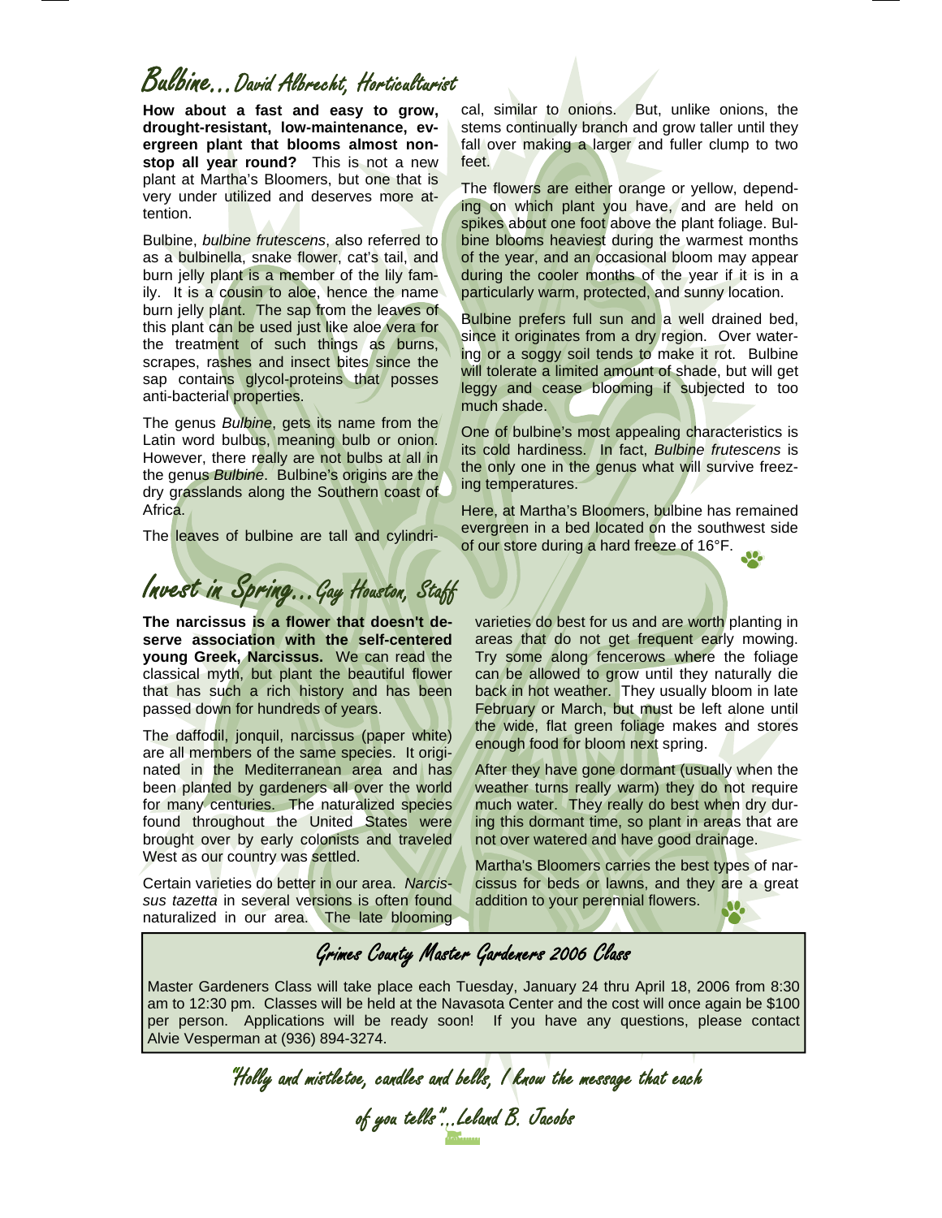## Bulbine…David Albrecht, Horticulturist

**How about a fast and easy to grow, drought-resistant, low-maintenance, evergreen plant that blooms almost non-stop all year round?** This is not a new plant at Martha's Bloomers, but one that is very under utilized and deserves more attention.

Bulbine, *bulbine frutescens*, also referred to as a bulbinella, snake flower, cat's tail, and burn jelly plant is a member of the lily family. It is a cousin to aloe, hence the name burn jelly plant. The sap from the leaves of this plant can be used just like aloe vera for the treatment of such things as burns, scrapes, rashes and insect bites since the sap contains glycol-proteins that posses anti-bacterial properties.

The genus *Bulbine*, gets its name from the Latin word bulbus, meaning bulb or onion. However, there really are not bulbs at all in the genus *Bulbine*. Bulbine's origins are the dry grasslands along the Southern coast of Africa.

The leaves of bulbine are tall and cylindrical, similar to onions. But, unlike onions, the stems continually branch and grow taller until they fall over making a larger and fuller clump to two feet.

The flowers are either orange or yellow, depending on which plant you have, and are held on spikes about one foot above the plant foliage. Bulbine blooms heaviest during the warmest months of the year, and an occasional bloom may appear during the cooler months of the year if it is in a particularly warm, protected, and sunny location.

Bulbine prefers full sun and a well drained bed, since it originates from a dry region. Over watering or a soggy soil tends to make it rot. Bulbine will tolerate a limited amount of shade, but will get leggy and cease blooming if subjected to too much shade.

One of bulbine's most appealing characteristics is its cold hardiness. In fact, *Bulbine frutescens* is the only one in the genus what will survive freezing temperatures.

Here, at Martha's Bloomers, bulbine has remained evergreen in a bed located on the southwest side of our store during a hard freeze of 16°F.

## Invest in Spring…Gay Houston, Staff

**The narcissus is a flower that doesn't deserve association with the self-centered young Greek, Narcissus.** We can read the classical myth, but plant the beautiful flower that has such a rich history and has been passed down for hundreds of years.

The daffodil, jonquil, narcissus (paper white) are all members of the same species. It originated in the Mediterranean area and has been planted by gardeners all over the world for many centuries. The naturalized species found throughout the United States were brought over by early colonists and traveled West as our country was settled.

Certain varieties do better in our area. *Narcissus tazetta* in several versions is often found naturalized in our area. The late blooming varieties do best for us and are worth planting in areas that do not get frequent early mowing. Try some along fencerows where the foliage can be allowed to grow until they naturally die back in hot weather. They usually bloom in late February or March, but must be left alone until the wide, flat green foliage makes and stores enough food for bloom next spring.

After they have gone dormant (usually when the weather turns really warm) they do not require much water. They really do best when dry during this dormant time, so plant in areas that are not over watered and have good drainage.

Martha's Bloomers carries the best types of narcissus for beds or lawns, and they are a great addition to your perennial flowers.

### Grimes County Master Gardeners 2006 Class

Master Gardeners Class will take place each Tuesday, January 24 thru April 18, 2006 from 8:30 am to 12:30 pm. Classes will be held at the Navasota Center and the cost will once again be $100 per person. Applications will be ready soon! If you have any questions, please contact Alvie Vesperman at (936) 894-3274.

*"Holly and mistletoe, candles and bells, I know the message that each of you tells"…Leland B. Jacobs*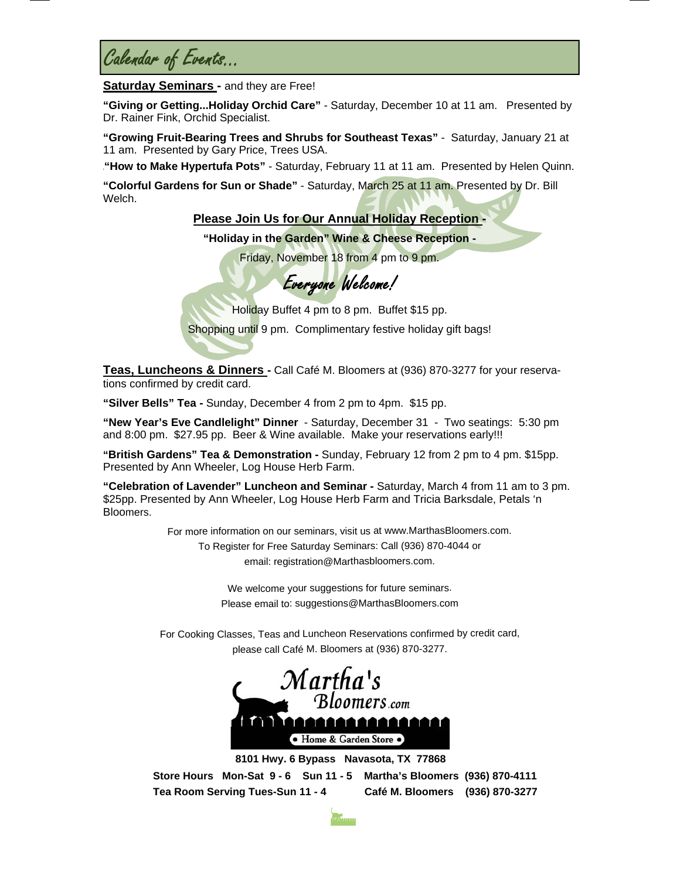# Calendar of Events...

**Saturday Seminars -** and they are Free!

**"Giving or Getting...Holiday Orchid Care"** - Saturday, December 10 at 11 am. Presented by Dr. Rainer Fink, Orchid Specialist.

**"Growing Fruit-Bearing Trees and Shrubs for Southeast Texas"** - Saturday, January 21 at 11 am. Presented by Gary Price, Trees USA.

**"How to Make Hypertufa Pots"** - Saturday, February 11 at 11 am. Presented by Helen Quinn.

**"Colorful Gardens for Sun or Shade"** - Saturday, March 25 at 11 am. Presented by Dr. Bill Welch.

**Please Join Us for Our Annual Holiday Reception -**

**"Holiday in the Garden" Wine & Cheese Reception -**

Friday, November 18 from 4 pm to 9 pm.

*Everyone Welcome!*

Holiday Buffet 4 pm to 8 pm. Buffet $15 pp.

Shopping until 9 pm. Complimentary festive holiday gift bags!

**Teas, Luncheons & Dinners -** Call Café M. Bloomers at (936) 870-3277 for your reservations confirmed by credit card.

**"Silver Bells" Tea -** Sunday, December 4 from 2 pm to 4pm. $15 pp.

**"New Year's Eve Candlelight" Dinner** - Saturday, December 31 - Two seatings: 5:30 pm and 8:00 pm. $27.95 pp. Beer & Wine available. Make your reservations early!!!

**"British Gardens" Tea & Demonstration -** Sunday, February 12 from 2 pm to 4 pm. $15pp. Presented by Ann Wheeler, Log House Herb Farm.

**"Celebration of Lavender" Luncheon and Seminar -** Saturday, March 4 from 11 am to 3 pm. $25pp. Presented by Ann Wheeler, Log House Herb Farm and Tricia Barksdale, Petals 'n Bloomers.

For more information on our seminars, visit us at www.MarthasBloomers.com.
To Register for Free Saturday Seminars: Call (936) 870-4044 or
email: registration@Marthasbloomers.com.

We welcome your suggestions for future seminars.
Please email to: suggestions@MarthasBloomers.com

For Cooking Classes, Teas and Luncheon Reservations confirmed by credit card,
please call Café M. Bloomers at (936) 870-3277.

Martha's Bloomers.com
Home & Garden Store

**8101 Hwy. 6 Bypass Navasota, TX 77868**

**Store Hours Mon-Sat 9 - 6 Sun 11 - 5 Martha's Bloomers (936) 870-4111**

**Tea Room Serving Tues-Sun 11 - 4 Café M. Bloomers (936) 870-3277**